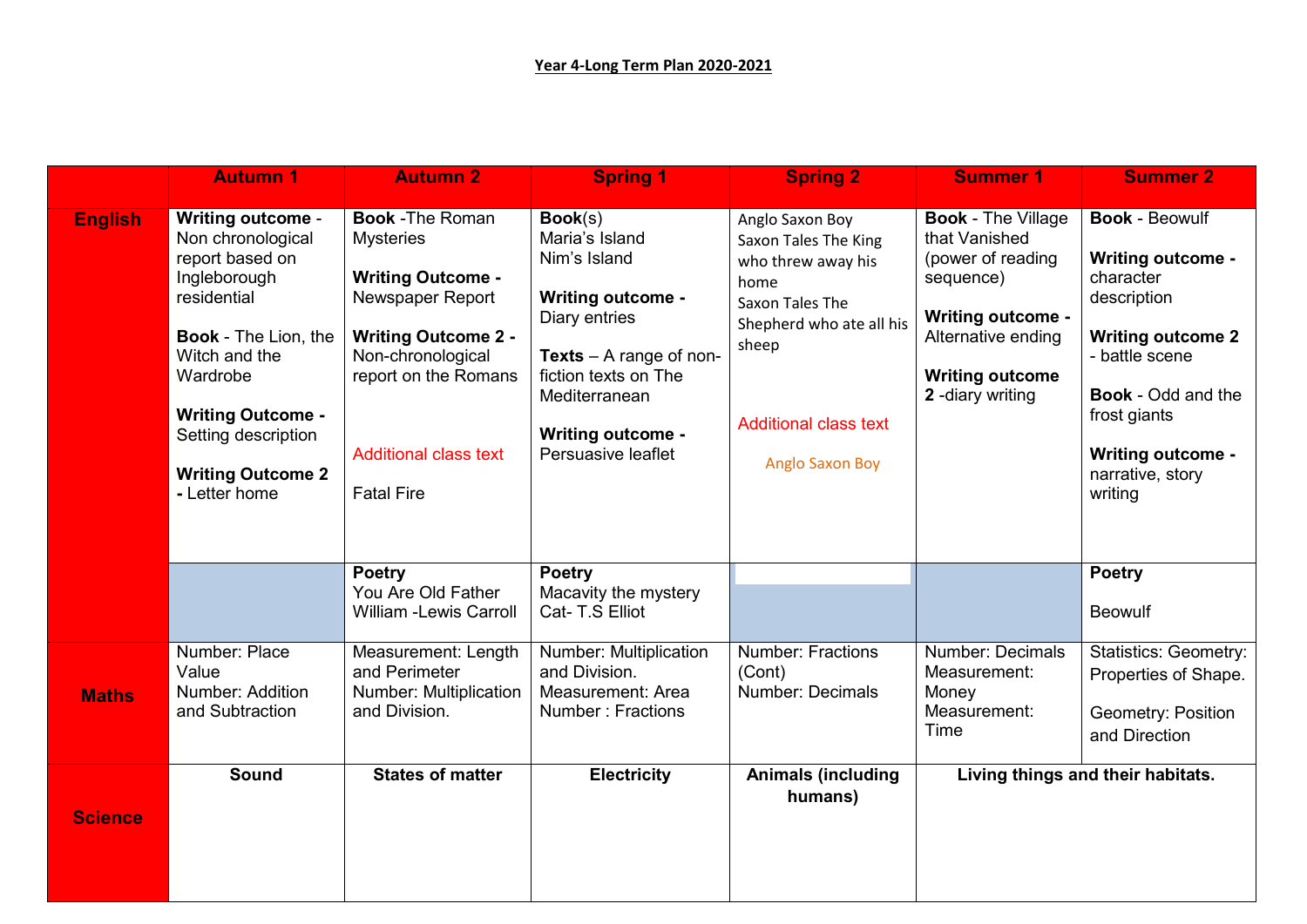**Year 4-Long Term Plan 2020-2021**

| | Autumn 1 | Autumn 2 | Spring 1 | Spring 2 | Summer 1 | Summer 2 |
|---|---|---|---|---|---|---|
| **English** | **Writing outcome** - Non chronological report based on Ingleborough residential<br><br>**Book** - The Lion, the Witch and the Wardrobe<br><br>**Writing Outcome** - Setting description<br><br>**Writing Outcome 2** - Letter home | **Book** -The Roman Mysteries<br><br>**Writing Outcome** - Newspaper Report<br><br>**Writing Outcome 2** - Non-chronological report on the Romans<br><br>Additional class text<br><br>Fatal Fire | **Book**(s)<br>Maria's Island<br>Nim's Island<br><br>**Writing outcome** - Diary entries<br><br>**Texts** – A range of non-fiction texts on The Mediterranean<br><br>**Writing outcome** - Persuasive leaflet | Anglo Saxon Boy<br>Saxon Tales The King who threw away his home<br>Saxon Tales The Shepherd who ate all his sheep<br><br>Additional class text<br><br>Anglo Saxon Boy | **Book** - The Village that Vanished (power of reading sequence)<br><br>**Writing outcome** - Alternative ending<br><br>**Writing outcome 2** -diary writing | **Book** - Beowulf<br><br>**Writing outcome** - character description<br><br>**Writing outcome 2** - battle scene<br><br>**Book** - Odd and the frost giants<br><br>**Writing outcome** - narrative, story writing |
| | | **Poetry**<br>You Are Old Father William -Lewis Carroll | **Poetry**<br>Macavity the mystery Cat- T.S Elliot | | | **Poetry**<br><br>Beowulf |
| **Maths** | Number: Place Value<br>Number: Addition and Subtraction | Measurement: Length and Perimeter<br>Number: Multiplication and Division. | Number: Multiplication and Division.<br>Measurement: Area<br>Number : Fractions | Number: Fractions (Cont)<br>Number: Decimals | Number: Decimals<br>Measurement: Money<br>Measurement: Time | Statistics: Geometry: Properties of Shape.<br><br>Geometry: Position and Direction |
| **Science** | **Sound** | **States of matter** | **Electricity** | **Animals (including humans)** | **Living things and their habitats.** | |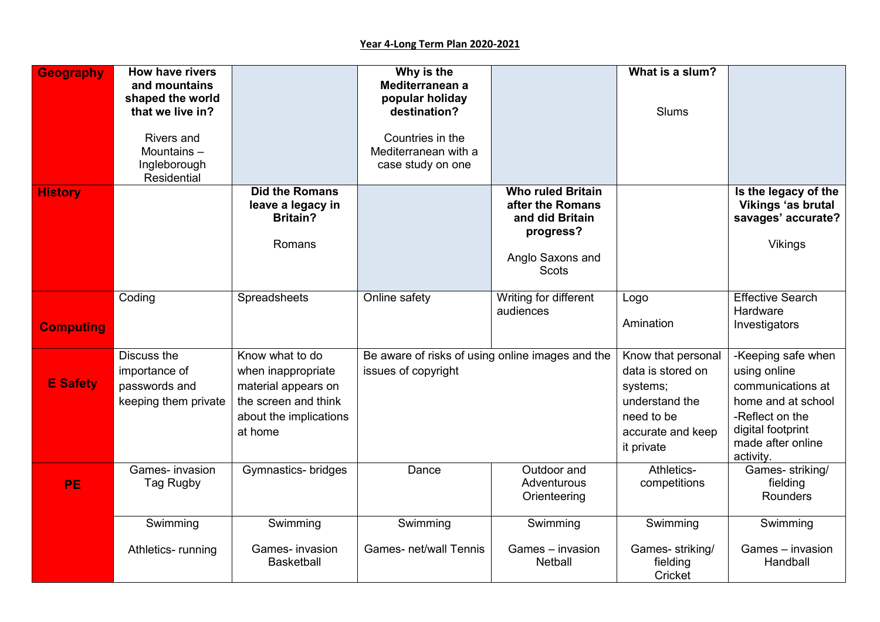**Year 4-Long Term Plan 2020-2021**

| | | | | | | |
|---|---|---|---|---|---|---|
| **Geography** | **How have rivers and mountains shaped the world that we live in?**<br><br>Rivers and Mountains – Ingleborough Residential | | **Why is the Mediterranean a popular holiday destination?**<br><br>Countries in the Mediterranean with a case study on one | | **What is a slum?**<br><br>Slums | |
| **History** | | **Did the Romans leave a legacy in Britain?**<br><br>Romans | | **Who ruled Britain after the Romans and did Britain progress?**<br><br>Anglo Saxons and Scots | | **Is the legacy of the Vikings 'as brutal savages' accurate?**<br><br>Vikings |
| **Computing** | Coding | Spreadsheets | Online safety | Writing for different audiences | Logo<br><br>Amination | Effective Search<br>Hardware Investigators |
| **E Safety** | Discuss the importance of passwords and keeping them private | Know what to do when inappropriate material appears on the screen and think about the implications at home | Be aware of risks of using online images and the issues of copyright | | Know that personal data is stored on systems; understand the need to be accurate and keep it private | -Keeping safe when using online communications at home and at school<br>-Reflect on the digital footprint made after online activity. |
| **PE** | Games- invasion<br>Tag Rugby | Gymnastics- bridges | Dance | Outdoor and Adventurous<br>Orienteering | Athletics- competitions | Games- striking/ fielding<br>Rounders |
| | Swimming<br><br>Athletics- running | Swimming<br><br>Games- invasion<br>Basketball | Swimming<br><br>Games- net/wall Tennis | Swimming<br><br>Games – invasion<br>Netball | Swimming<br><br>Games- striking/ fielding<br>Cricket | Swimming<br><br>Games – invasion<br>Handball |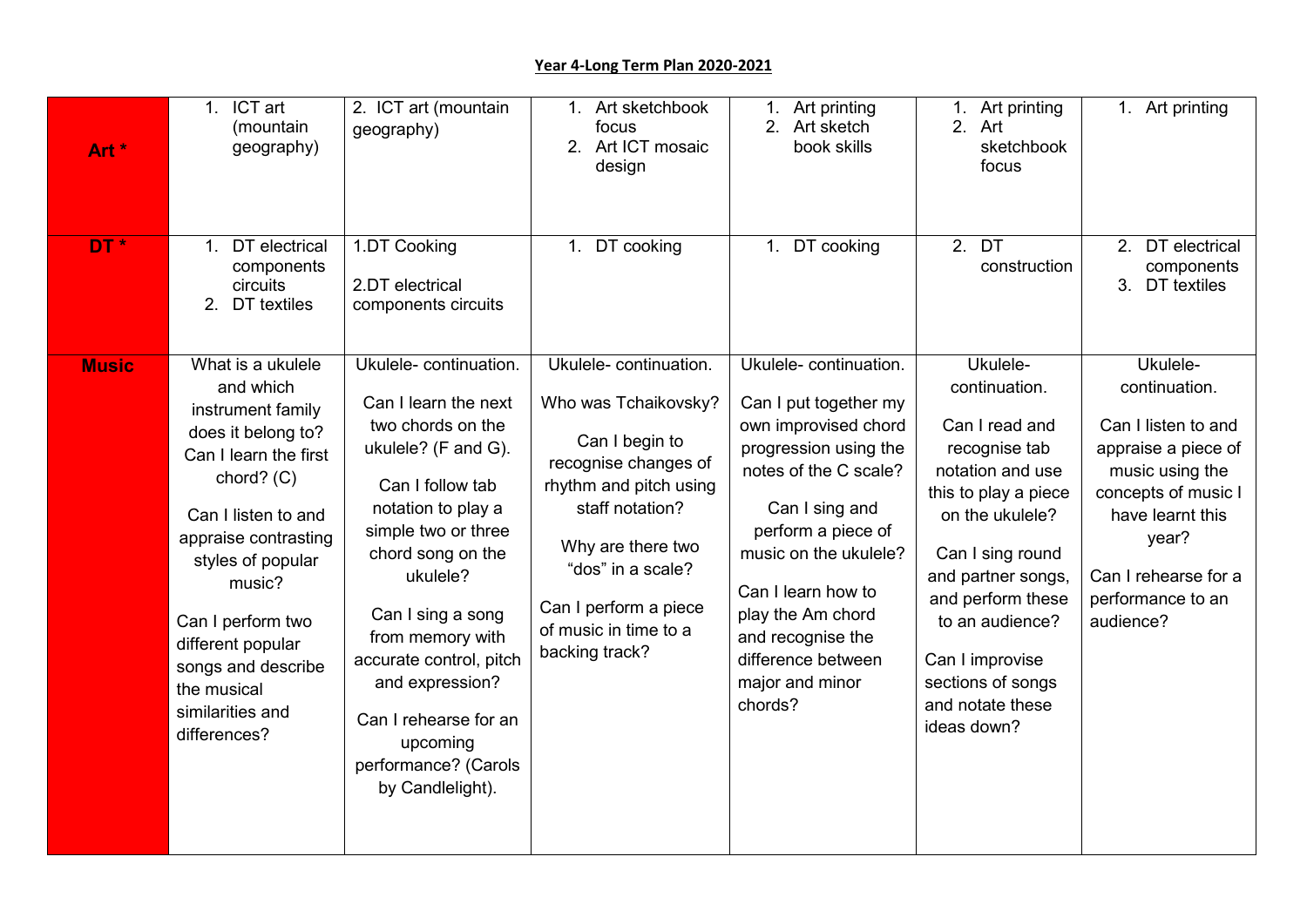**Year 4-Long Term Plan 2020-2021**

| | | | | | | |
|---|---|---|---|---|---|---|
| **Art *** | 1. ICT art (mountain geography) | 2. ICT art (mountain geography) | 1. Art sketchbook focus<br>2. Art ICT mosaic design | 1. Art printing<br>2. Art sketch book skills | 1. Art printing<br>2. Art sketchbook focus | 1. Art printing |
| **DT *** | 1. DT electrical components circuits<br>2. DT textiles | 1.DT Cooking<br><br>2.DT electrical components circuits | 1. DT cooking | 1. DT cooking | 2. DT construction | 2. DT electrical components<br>3. DT textiles |
| **Music** | What is a ukulele and which instrument family does it belong to? Can I learn the first chord? (C)<br><br>Can I listen to and appraise contrasting styles of popular music?<br><br>Can I perform two different popular songs and describe the musical similarities and differences? | Ukulele- continuation.<br><br>Can I learn the next two chords on the ukulele? (F and G).<br><br>Can I follow tab notation to play a simple two or three chord song on the ukulele?<br><br>Can I sing a song from memory with accurate control, pitch and expression?<br><br>Can I rehearse for an upcoming performance? (Carols by Candlelight). | Ukulele- continuation.<br><br>Who was Tchaikovsky?<br><br>Can I begin to recognise changes of rhythm and pitch using staff notation?<br><br>Why are there two "dos" in a scale?<br><br>Can I perform a piece of music in time to a backing track? | Ukulele- continuation.<br><br>Can I put together my own improvised chord progression using the notes of the C scale?<br><br>Can I sing and perform a piece of music on the ukulele?<br><br>Can I learn how to play the Am chord and recognise the difference between major and minor chords? | Ukulele- continuation.<br><br>Can I read and recognise tab notation and use this to play a piece on the ukulele?<br><br>Can I sing round and partner songs, and perform these to an audience?<br><br>Can I improvise sections of songs and notate these ideas down? | Ukulele- continuation.<br><br>Can I listen to and appraise a piece of music using the concepts of music I have learnt this year?<br><br>Can I rehearse for a performance to an audience? |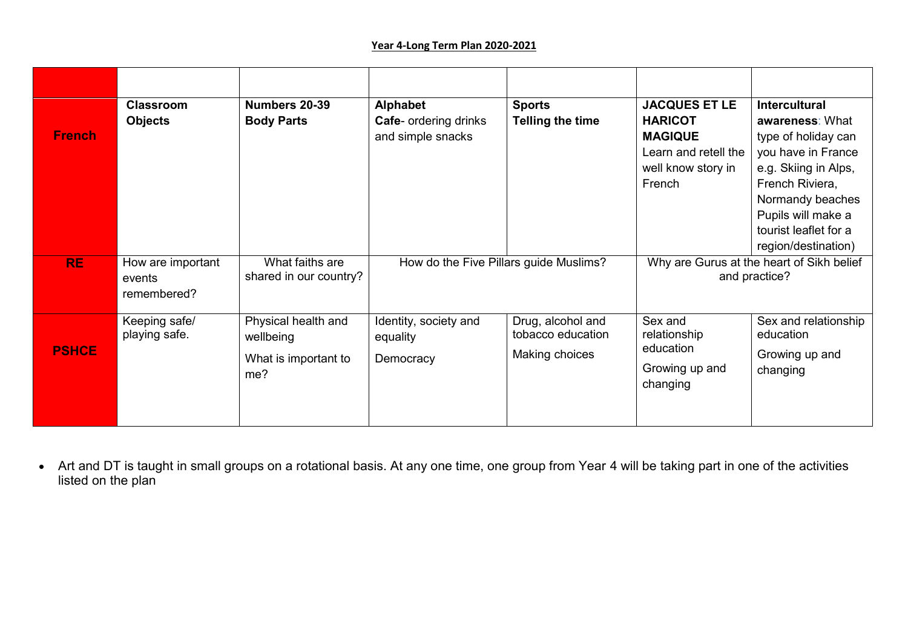**Year 4-Long Term Plan 2020-2021**

| | | | | | | |
|---|---|---|---|---|---|---|
| **French** | **Classroom Objects** | **Numbers 20-39**<br>**Body Parts** | **Alphabet**<br>**Cafe**- ordering drinks and simple snacks | **Sports**<br>**Telling the time** | **JACQUES ET LE HARICOT MAGIQUE**<br>Learn and retell the well know story in French | **Intercultural awareness**: What type of holiday can you have in France e.g. Skiing in Alps, French Riviera, Normandy beaches Pupils will make a tourist leaflet for a region/destination) |
| **RE** | How are important events remembered? | What faiths are shared in our country? | How do the Five Pillars guide Muslims? | | Why are Gurus at the heart of Sikh belief and practice? | |
| **PSHCE** | Keeping safe/ playing safe. | Physical health and wellbeing<br>What is important to me? | Identity, society and equality<br>Democracy | Drug, alcohol and tobacco education<br>Making choices | Sex and relationship education<br>Growing up and changing | Sex and relationship education<br>Growing up and changing |

- Art and DT is taught in small groups on a rotational basis. At any one time, one group from Year 4 will be taking part in one of the activities listed on the plan